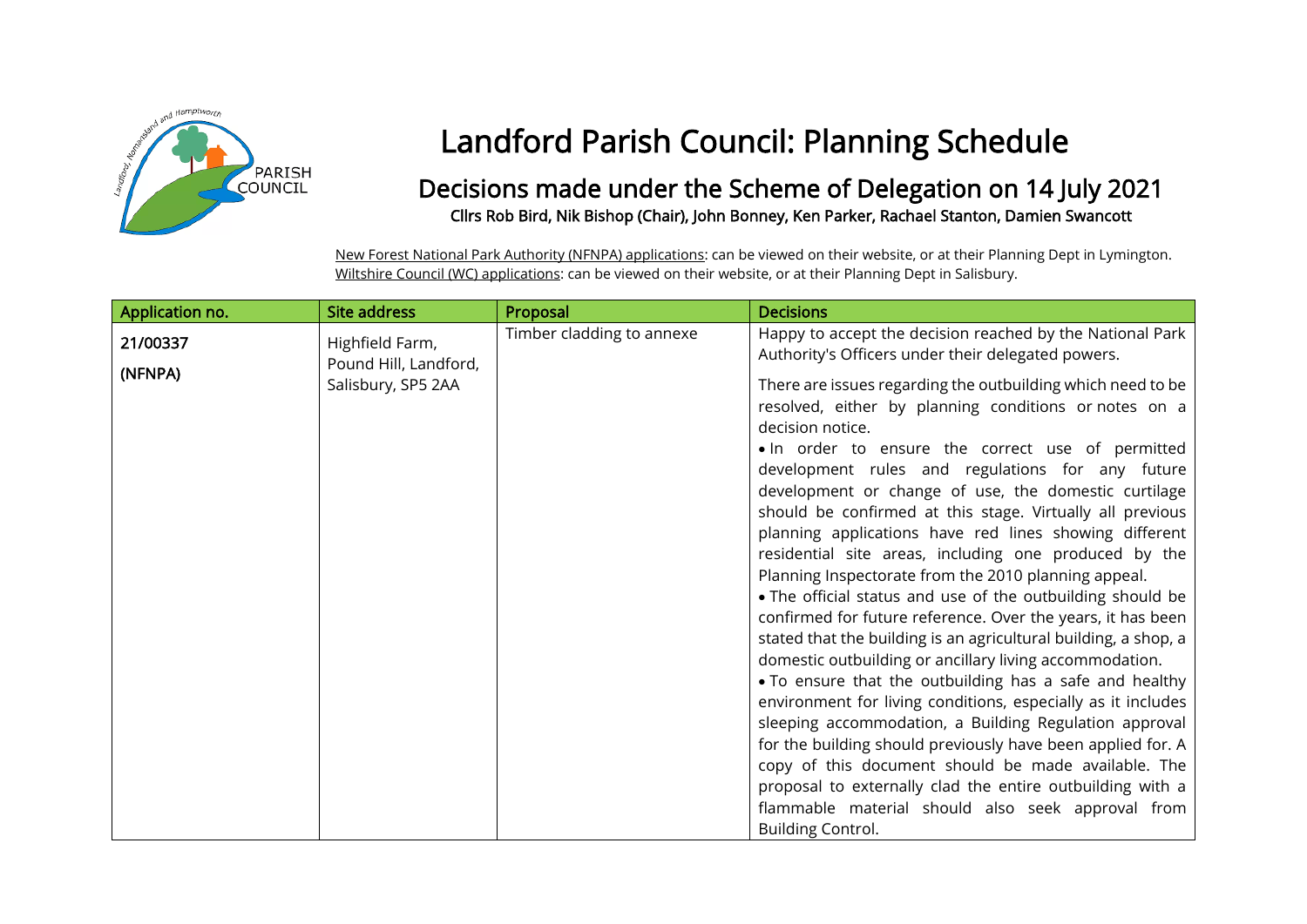# Landford Parish Council: Planning Schedule

## Decisions made under the Scheme of Delegation on 14 July 2021

**Cllrs Rob Bird, Nik Bishop (Chair), John Bonney, Ken Parker, Rachael Stanton, Damien Swancott**

New Forest National Park Authority (NFNPA) applications: can be viewed on their website, or at their Planning Dept in Lymington.
Wiltshire Council (WC) applications: can be viewed on their website, or at their Planning Dept in Salisbury.

| Application no. | Site address | Proposal | Decisions |
|---|---|---|---|
| 21/00337<br><br>(NFNPA) | Highfield Farm, Pound Hill, Landford, Salisbury, SP5 2AA | Timber cladding to annexe | Happy to accept the decision reached by the National Park Authority's Officers under their delegated powers.<br><br>There are issues regarding the outbuilding which need to be resolved, either by planning conditions or notes on a decision notice.<br>• In order to ensure the correct use of permitted development rules and regulations for any future development or change of use, the domestic curtilage should be confirmed at this stage. Virtually all previous planning applications have red lines showing different residential site areas, including one produced by the Planning Inspectorate from the 2010 planning appeal.<br>• The official status and use of the outbuilding should be confirmed for future reference. Over the years, it has been stated that the building is an agricultural building, a shop, a domestic outbuilding or ancillary living accommodation.<br>• To ensure that the outbuilding has a safe and healthy environment for living conditions, especially as it includes sleeping accommodation, a Building Regulation approval for the building should previously have been applied for. A copy of this document should be made available. The proposal to externally clad the entire outbuilding with a flammable material should also seek approval from Building Control. |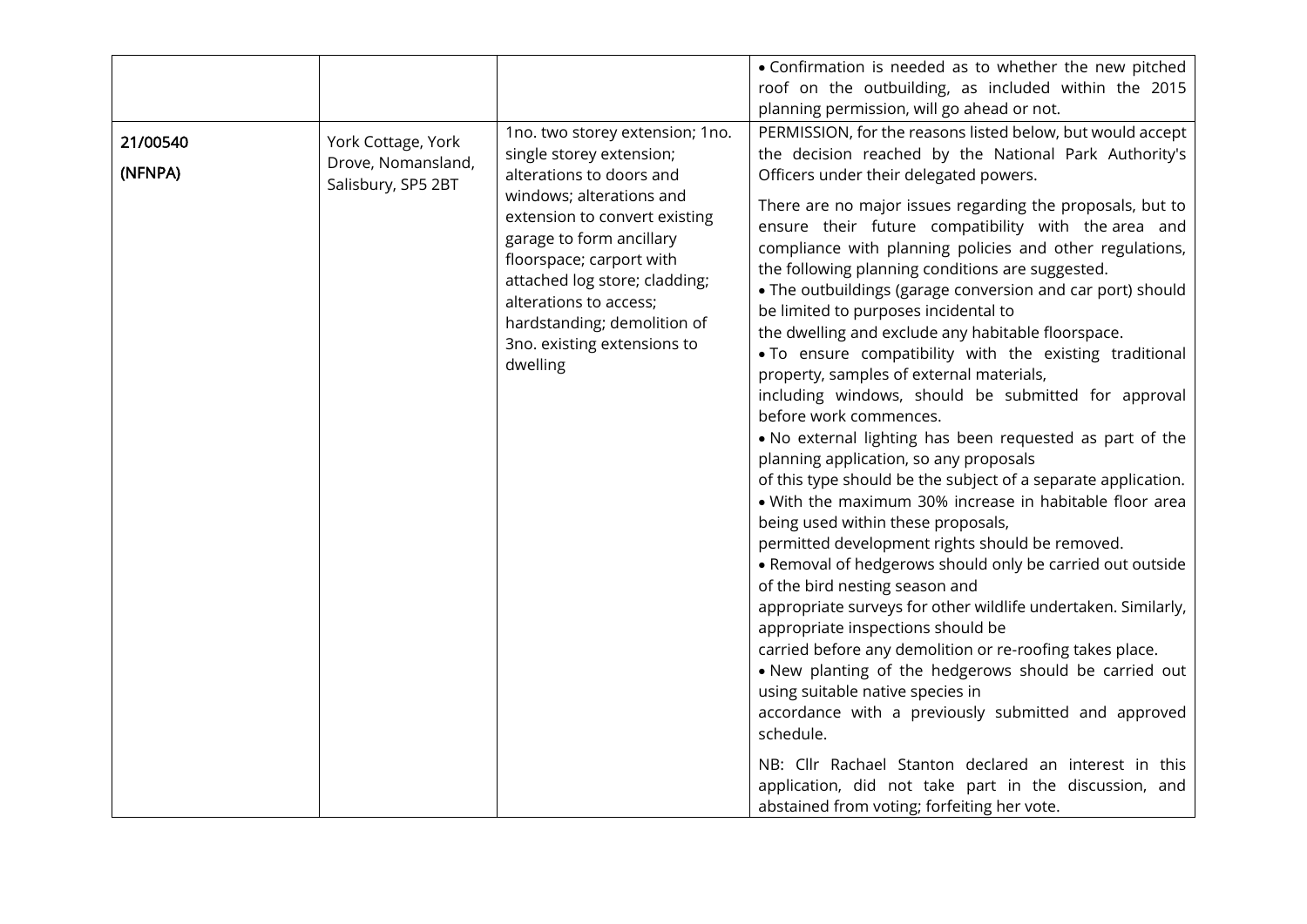| | | | |
|---|---|---|---|
| | | | • Confirmation is needed as to whether the new pitched roof on the outbuilding, as included within the 2015 planning permission, will go ahead or not. |
| 21/00540<br>(NFNPA) | York Cottage, York Drove, Nomansland, Salisbury, SP5 2BT | 1no. two storey extension; 1no. single storey extension; alterations to doors and windows; alterations and extension to convert existing garage to form ancillary floorspace; carport with attached log store; cladding; alterations to access; hardstanding; demolition of 3no. existing extensions to dwelling | PERMISSION, for the reasons listed below, but would accept the decision reached by the National Park Authority's Officers under their delegated powers.<br><br>There are no major issues regarding the proposals, but to ensure their future compatibility with the area and compliance with planning policies and other regulations, the following planning conditions are suggested.<br>• The outbuildings (garage conversion and car port) should be limited to purposes incidental to the dwelling and exclude any habitable floorspace.<br>• To ensure compatibility with the existing traditional property, samples of external materials, including windows, should be submitted for approval before work commences.<br>• No external lighting has been requested as part of the planning application, so any proposals of this type should be the subject of a separate application.<br>• With the maximum 30% increase in habitable floor area being used within these proposals, permitted development rights should be removed.<br>• Removal of hedgerows should only be carried out outside of the bird nesting season and appropriate surveys for other wildlife undertaken. Similarly, appropriate inspections should be carried before any demolition or re-roofing takes place.<br>• New planting of the hedgerows should be carried out using suitable native species in accordance with a previously submitted and approved schedule.<br><br>NB: Cllr Rachael Stanton declared an interest in this application, did not take part in the discussion, and abstained from voting; forfeiting her vote. |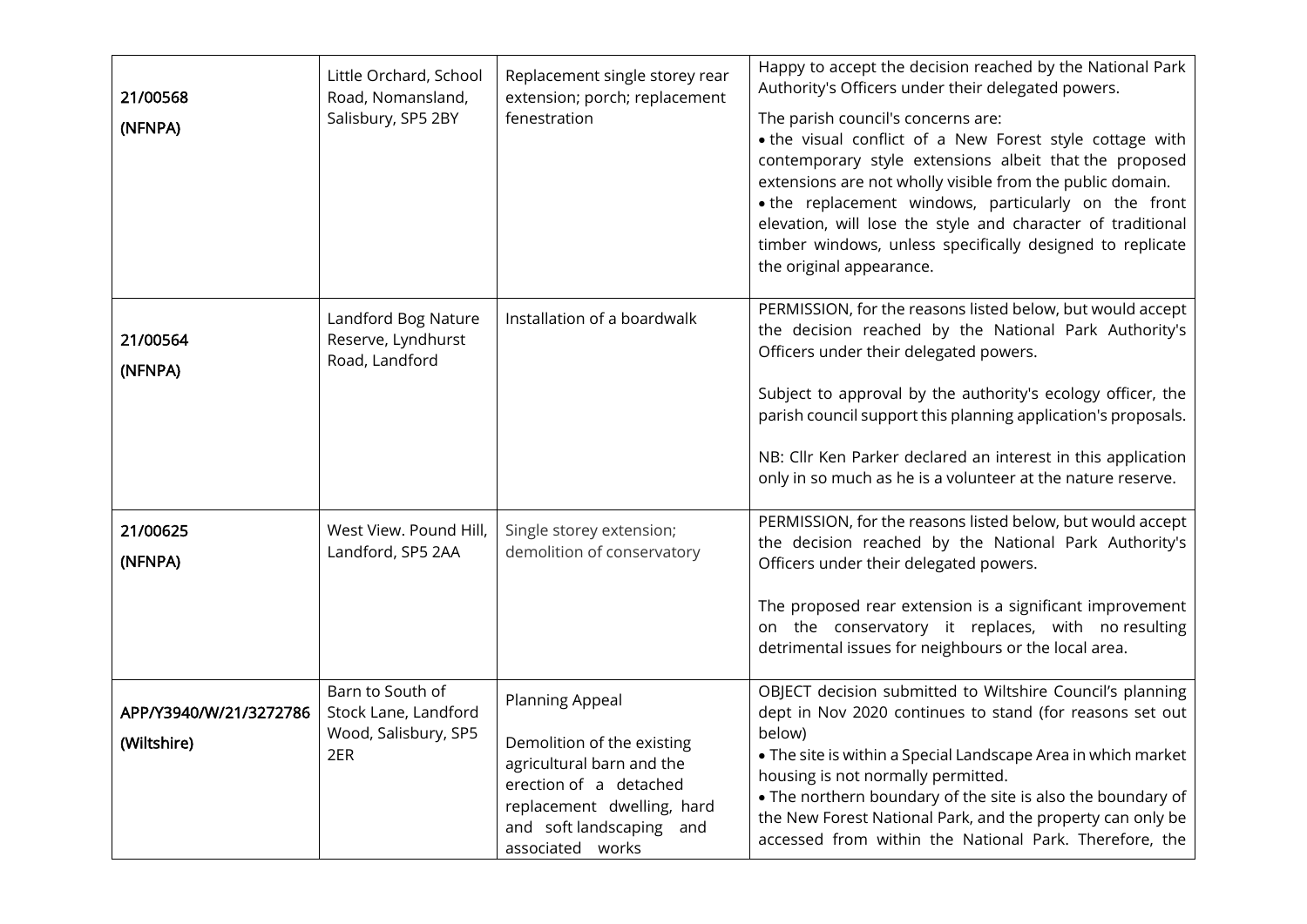| | | | |
|---|---|---|---|
| 21/00568<br>(NFNPA) | Little Orchard, School Road, Nomansland, Salisbury, SP5 2BY | Replacement single storey rear extension; porch; replacement fenestration | Happy to accept the decision reached by the National Park Authority's Officers under their delegated powers.<br>The parish council's concerns are:<br>• the visual conflict of a New Forest style cottage with contemporary style extensions albeit that the proposed extensions are not wholly visible from the public domain.<br>• the replacement windows, particularly on the front elevation, will lose the style and character of traditional timber windows, unless specifically designed to replicate the original appearance. |
| 21/00564<br>(NFNPA) | Landford Bog Nature Reserve, Lyndhurst Road, Landford | Installation of a boardwalk | PERMISSION, for the reasons listed below, but would accept the decision reached by the National Park Authority's Officers under their delegated powers.<br><br>Subject to approval by the authority's ecology officer, the parish council support this planning application's proposals.<br><br>NB: Cllr Ken Parker declared an interest in this application only in so much as he is a volunteer at the nature reserve. |
| 21/00625<br>(NFNPA) | West View. Pound Hill, Landford, SP5 2AA | Single storey extension; demolition of conservatory | PERMISSION, for the reasons listed below, but would accept the decision reached by the National Park Authority's Officers under their delegated powers.<br><br>The proposed rear extension is a significant improvement on the conservatory it replaces, with no resulting detrimental issues for neighbours or the local area. |
| APP/Y3940/W/21/3272786<br>(Wiltshire) | Barn to South of Stock Lane, Landford Wood, Salisbury, SP5 2ER | Planning Appeal<br><br>Demolition of the existing agricultural barn and the erection of a detached replacement dwelling, hard and soft landscaping and associated works | OBJECT decision submitted to Wiltshire Council's planning dept in Nov 2020 continues to stand (for reasons set out below)<br>• The site is within a Special Landscape Area in which market housing is not normally permitted.<br>• The northern boundary of the site is also the boundary of the New Forest National Park, and the property can only be accessed from within the National Park. Therefore, the |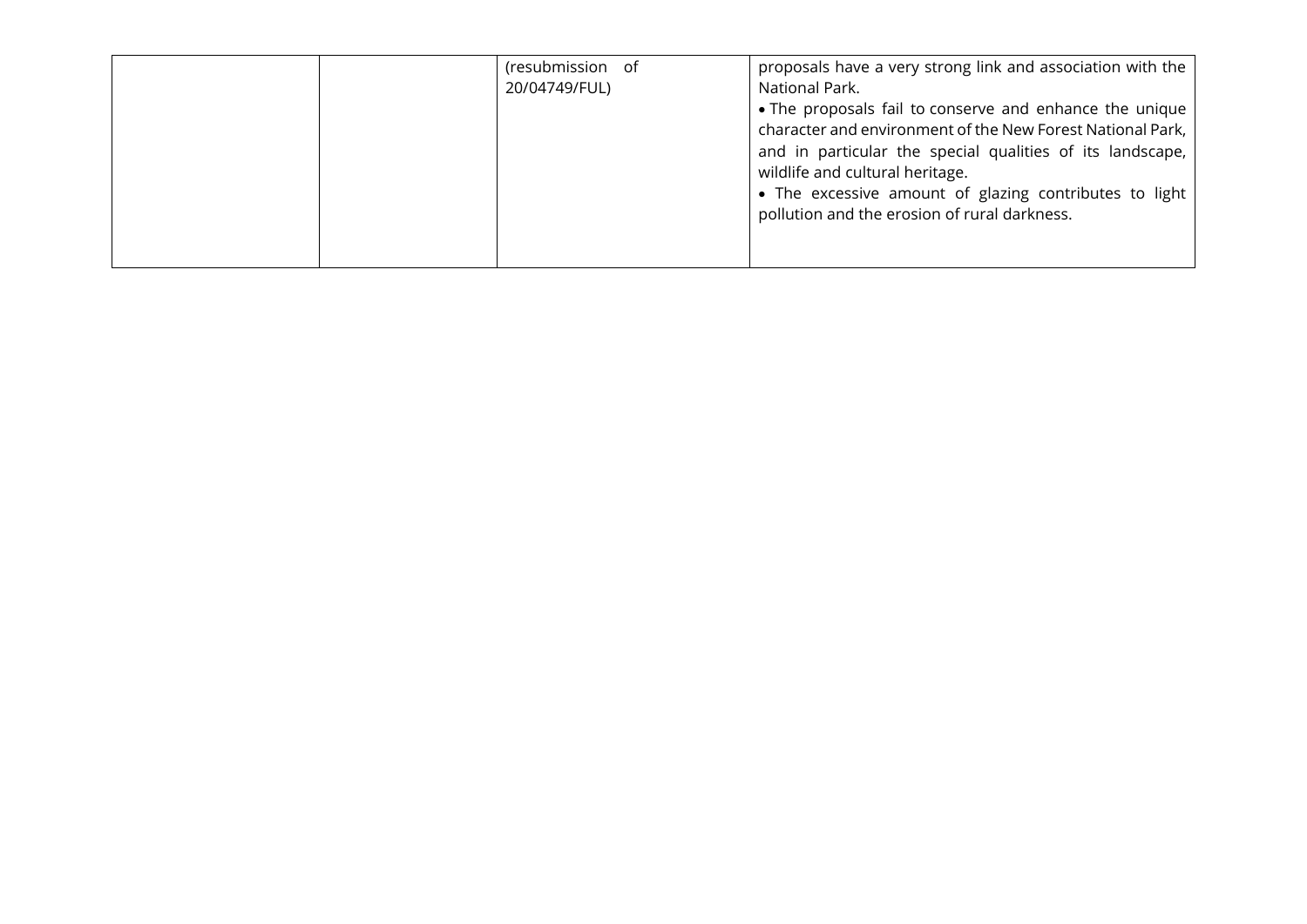| | | | |
|---|---|---|---|
| | | (resubmission of 20/04749/FUL) | proposals have a very strong link and association with the National Park.<br>• The proposals fail to conserve and enhance the unique character and environment of the New Forest National Park, and in particular the special qualities of its landscape, wildlife and cultural heritage.<br>• The excessive amount of glazing contributes to light pollution and the erosion of rural darkness. |